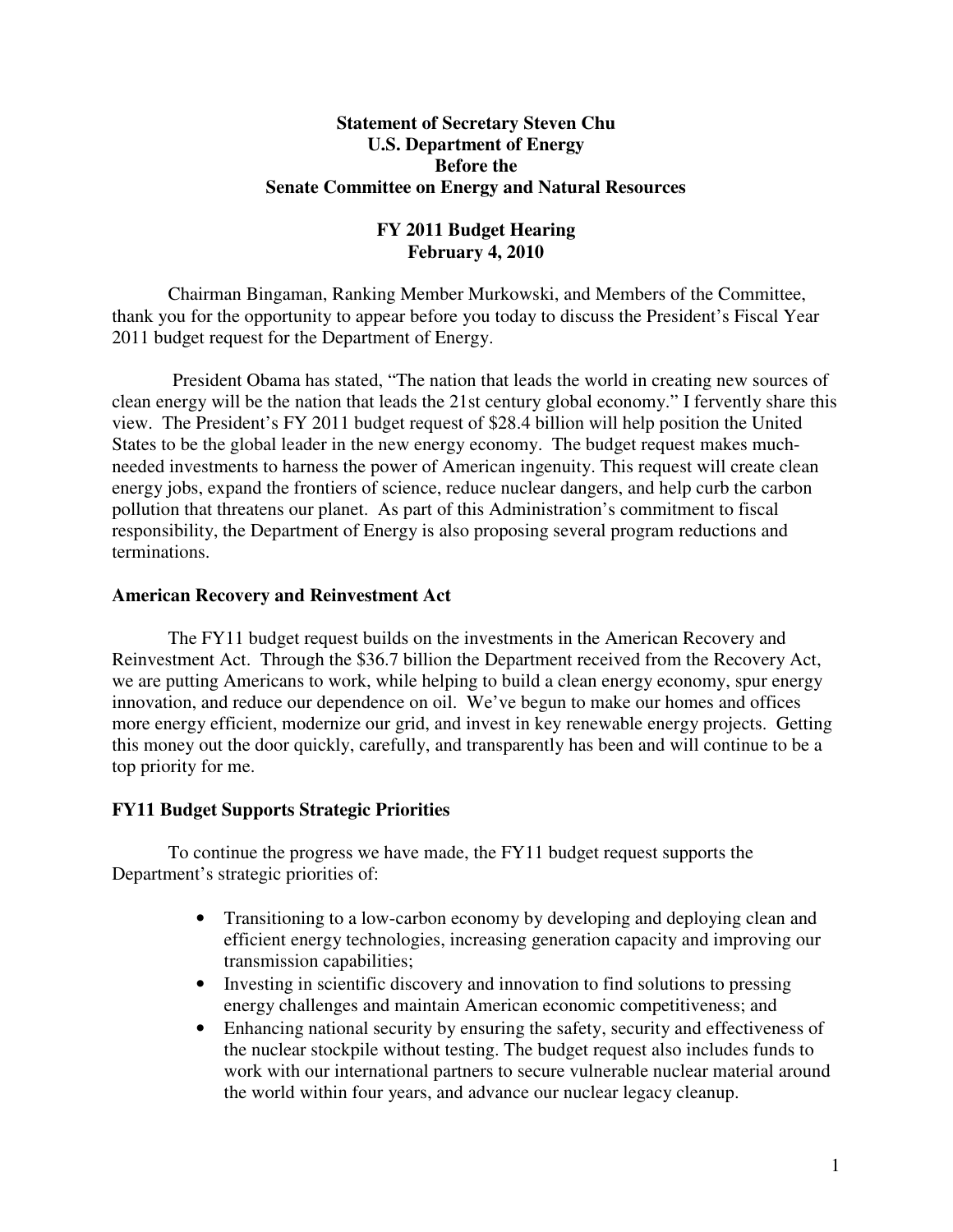**Statement of Secretary Steven Chu**
**U.S. Department of Energy**
**Before the**
**Senate Committee on Energy and Natural Resources**

**FY 2011 Budget Hearing**
**February 4, 2010**

Chairman Bingaman, Ranking Member Murkowski, and Members of the Committee, thank you for the opportunity to appear before you today to discuss the President's Fiscal Year 2011 budget request for the Department of Energy.

President Obama has stated, "The nation that leads the world in creating new sources of clean energy will be the nation that leads the 21st century global economy." I fervently share this view. The President's FY 2011 budget request of $28.4 billion will help position the United States to be the global leader in the new energy economy. The budget request makes much-needed investments to harness the power of American ingenuity. This request will create clean energy jobs, expand the frontiers of science, reduce nuclear dangers, and help curb the carbon pollution that threatens our planet. As part of this Administration's commitment to fiscal responsibility, the Department of Energy is also proposing several program reductions and terminations.

## American Recovery and Reinvestment Act

The FY11 budget request builds on the investments in the American Recovery and Reinvestment Act. Through the $36.7 billion the Department received from the Recovery Act, we are putting Americans to work, while helping to build a clean energy economy, spur energy innovation, and reduce our dependence on oil. We've begun to make our homes and offices more energy efficient, modernize our grid, and invest in key renewable energy projects. Getting this money out the door quickly, carefully, and transparently has been and will continue to be a top priority for me.

## FY11 Budget Supports Strategic Priorities

To continue the progress we have made, the FY11 budget request supports the Department's strategic priorities of:

- Transitioning to a low-carbon economy by developing and deploying clean and efficient energy technologies, increasing generation capacity and improving our transmission capabilities;
- Investing in scientific discovery and innovation to find solutions to pressing energy challenges and maintain American economic competitiveness; and
- Enhancing national security by ensuring the safety, security and effectiveness of the nuclear stockpile without testing. The budget request also includes funds to work with our international partners to secure vulnerable nuclear material around the world within four years, and advance our nuclear legacy cleanup.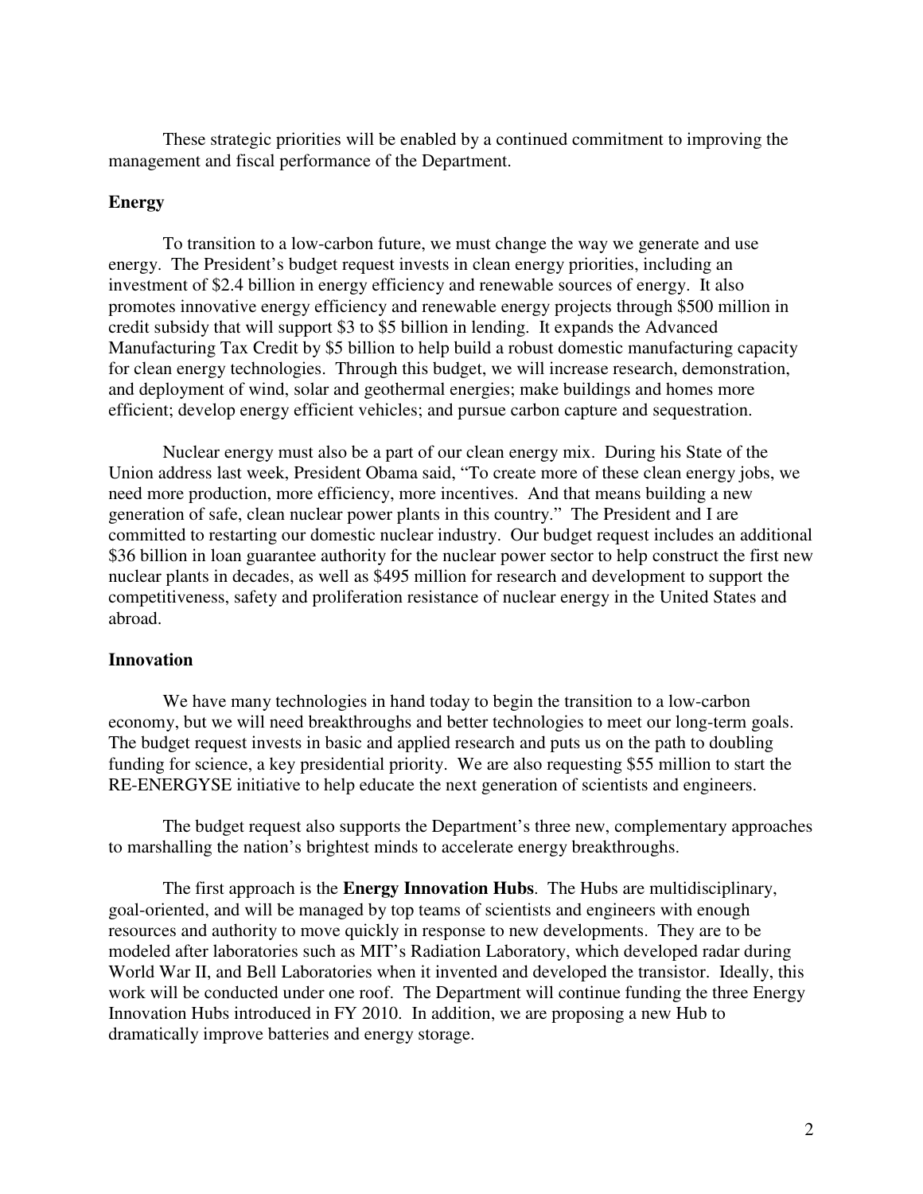These strategic priorities will be enabled by a continued commitment to improving the management and fiscal performance of the Department.

**Energy**

To transition to a low-carbon future, we must change the way we generate and use energy. The President's budget request invests in clean energy priorities, including an investment of $2.4 billion in energy efficiency and renewable sources of energy. It also promotes innovative energy efficiency and renewable energy projects through $500 million in credit subsidy that will support $3 to $5 billion in lending. It expands the Advanced Manufacturing Tax Credit by $5 billion to help build a robust domestic manufacturing capacity for clean energy technologies. Through this budget, we will increase research, demonstration, and deployment of wind, solar and geothermal energies; make buildings and homes more efficient; develop energy efficient vehicles; and pursue carbon capture and sequestration.

Nuclear energy must also be a part of our clean energy mix. During his State of the Union address last week, President Obama said, "To create more of these clean energy jobs, we need more production, more efficiency, more incentives. And that means building a new generation of safe, clean nuclear power plants in this country." The President and I are committed to restarting our domestic nuclear industry. Our budget request includes an additional $36 billion in loan guarantee authority for the nuclear power sector to help construct the first new nuclear plants in decades, as well as $495 million for research and development to support the competitiveness, safety and proliferation resistance of nuclear energy in the United States and abroad.

**Innovation**

We have many technologies in hand today to begin the transition to a low-carbon economy, but we will need breakthroughs and better technologies to meet our long-term goals. The budget request invests in basic and applied research and puts us on the path to doubling funding for science, a key presidential priority. We are also requesting $55 million to start the RE-ENERGYSE initiative to help educate the next generation of scientists and engineers.

The budget request also supports the Department's three new, complementary approaches to marshalling the nation's brightest minds to accelerate energy breakthroughs.

The first approach is the **Energy Innovation Hubs**. The Hubs are multidisciplinary, goal-oriented, and will be managed by top teams of scientists and engineers with enough resources and authority to move quickly in response to new developments. They are to be modeled after laboratories such as MIT's Radiation Laboratory, which developed radar during World War II, and Bell Laboratories when it invented and developed the transistor. Ideally, this work will be conducted under one roof. The Department will continue funding the three Energy Innovation Hubs introduced in FY 2010. In addition, we are proposing a new Hub to dramatically improve batteries and energy storage.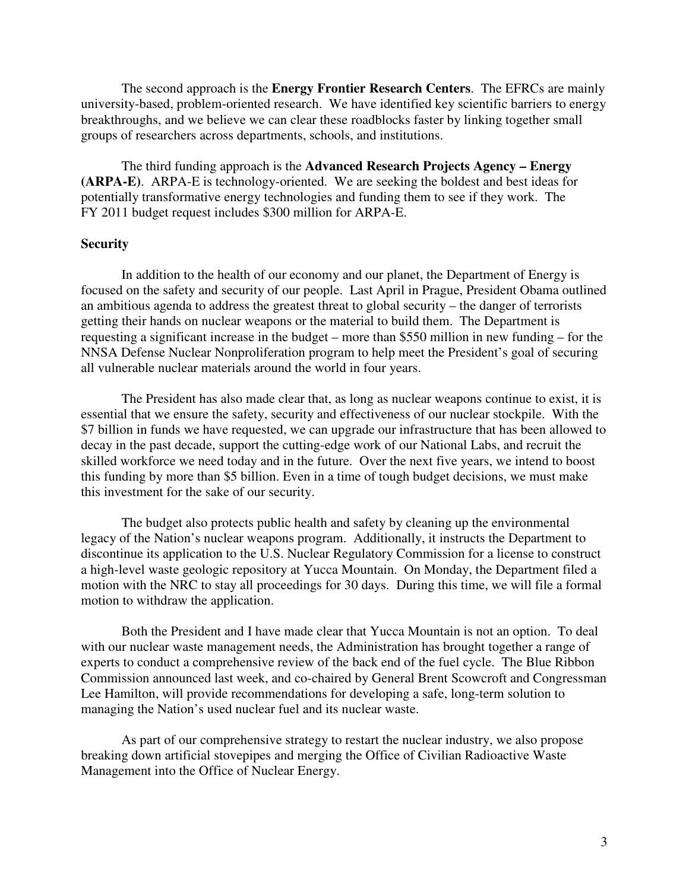The second approach is the **Energy Frontier Research Centers**. The EFRCs are mainly university-based, problem-oriented research. We have identified key scientific barriers to energy breakthroughs, and we believe we can clear these roadblocks faster by linking together small groups of researchers across departments, schools, and institutions.

The third funding approach is the **Advanced Research Projects Agency – Energy (ARPA-E)**. ARPA-E is technology-oriented. We are seeking the boldest and best ideas for potentially transformative energy technologies and funding them to see if they work. The FY 2011 budget request includes $300 million for ARPA-E.

## Security

In addition to the health of our economy and our planet, the Department of Energy is focused on the safety and security of our people. Last April in Prague, President Obama outlined an ambitious agenda to address the greatest threat to global security – the danger of terrorists getting their hands on nuclear weapons or the material to build them. The Department is requesting a significant increase in the budget – more than $550 million in new funding – for the NNSA Defense Nuclear Nonproliferation program to help meet the President's goal of securing all vulnerable nuclear materials around the world in four years.

The President has also made clear that, as long as nuclear weapons continue to exist, it is essential that we ensure the safety, security and effectiveness of our nuclear stockpile. With the $7 billion in funds we have requested, we can upgrade our infrastructure that has been allowed to decay in the past decade, support the cutting-edge work of our National Labs, and recruit the skilled workforce we need today and in the future. Over the next five years, we intend to boost this funding by more than $5 billion. Even in a time of tough budget decisions, we must make this investment for the sake of our security.

The budget also protects public health and safety by cleaning up the environmental legacy of the Nation's nuclear weapons program. Additionally, it instructs the Department to discontinue its application to the U.S. Nuclear Regulatory Commission for a license to construct a high-level waste geologic repository at Yucca Mountain. On Monday, the Department filed a motion with the NRC to stay all proceedings for 30 days. During this time, we will file a formal motion to withdraw the application.

Both the President and I have made clear that Yucca Mountain is not an option. To deal with our nuclear waste management needs, the Administration has brought together a range of experts to conduct a comprehensive review of the back end of the fuel cycle. The Blue Ribbon Commission announced last week, and co-chaired by General Brent Scowcroft and Congressman Lee Hamilton, will provide recommendations for developing a safe, long-term solution to managing the Nation's used nuclear fuel and its nuclear waste.

As part of our comprehensive strategy to restart the nuclear industry, we also propose breaking down artificial stovepipes and merging the Office of Civilian Radioactive Waste Management into the Office of Nuclear Energy.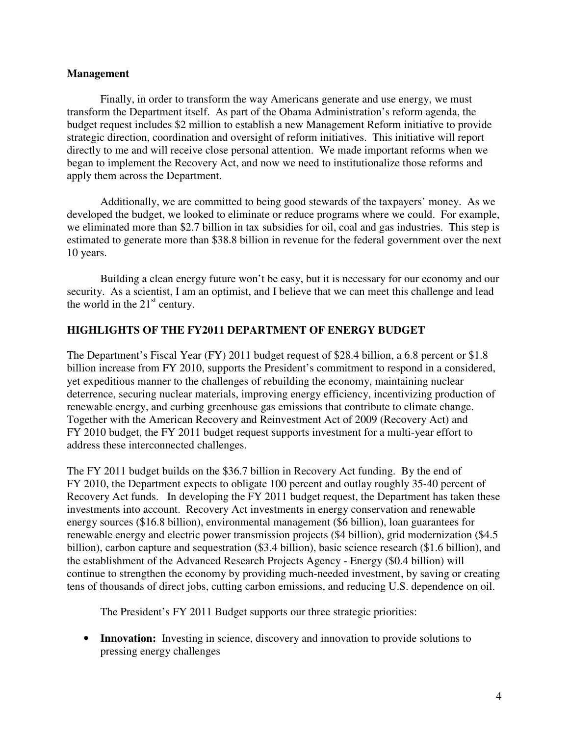**Management**

Finally, in order to transform the way Americans generate and use energy, we must transform the Department itself. As part of the Obama Administration's reform agenda, the budget request includes $2 million to establish a new Management Reform initiative to provide strategic direction, coordination and oversight of reform initiatives. This initiative will report directly to me and will receive close personal attention. We made important reforms when we began to implement the Recovery Act, and now we need to institutionalize those reforms and apply them across the Department.

Additionally, we are committed to being good stewards of the taxpayers' money. As we developed the budget, we looked to eliminate or reduce programs where we could. For example, we eliminated more than $2.7 billion in tax subsidies for oil, coal and gas industries. This step is estimated to generate more than $38.8 billion in revenue for the federal government over the next 10 years.

Building a clean energy future won't be easy, but it is necessary for our economy and our security. As a scientist, I am an optimist, and I believe that we can meet this challenge and lead the world in the 21st century.

## HIGHLIGHTS OF THE FY2011 DEPARTMENT OF ENERGY BUDGET

The Department's Fiscal Year (FY) 2011 budget request of $28.4 billion, a 6.8 percent or $1.8 billion increase from FY 2010, supports the President's commitment to respond in a considered, yet expeditious manner to the challenges of rebuilding the economy, maintaining nuclear deterrence, securing nuclear materials, improving energy efficiency, incentivizing production of renewable energy, and curbing greenhouse gas emissions that contribute to climate change. Together with the American Recovery and Reinvestment Act of 2009 (Recovery Act) and FY 2010 budget, the FY 2011 budget request supports investment for a multi-year effort to address these interconnected challenges.

The FY 2011 budget builds on the $36.7 billion in Recovery Act funding. By the end of FY 2010, the Department expects to obligate 100 percent and outlay roughly 35-40 percent of Recovery Act funds. In developing the FY 2011 budget request, the Department has taken these investments into account. Recovery Act investments in energy conservation and renewable energy sources ($16.8 billion), environmental management ($6 billion), loan guarantees for renewable energy and electric power transmission projects ($4 billion), grid modernization ($4.5 billion), carbon capture and sequestration ($3.4 billion), basic science research ($1.6 billion), and the establishment of the Advanced Research Projects Agency - Energy ($0.4 billion) will continue to strengthen the economy by providing much-needed investment, by saving or creating tens of thousands of direct jobs, cutting carbon emissions, and reducing U.S. dependence on oil.

The President's FY 2011 Budget supports our three strategic priorities:

- **Innovation:** Investing in science, discovery and innovation to provide solutions to pressing energy challenges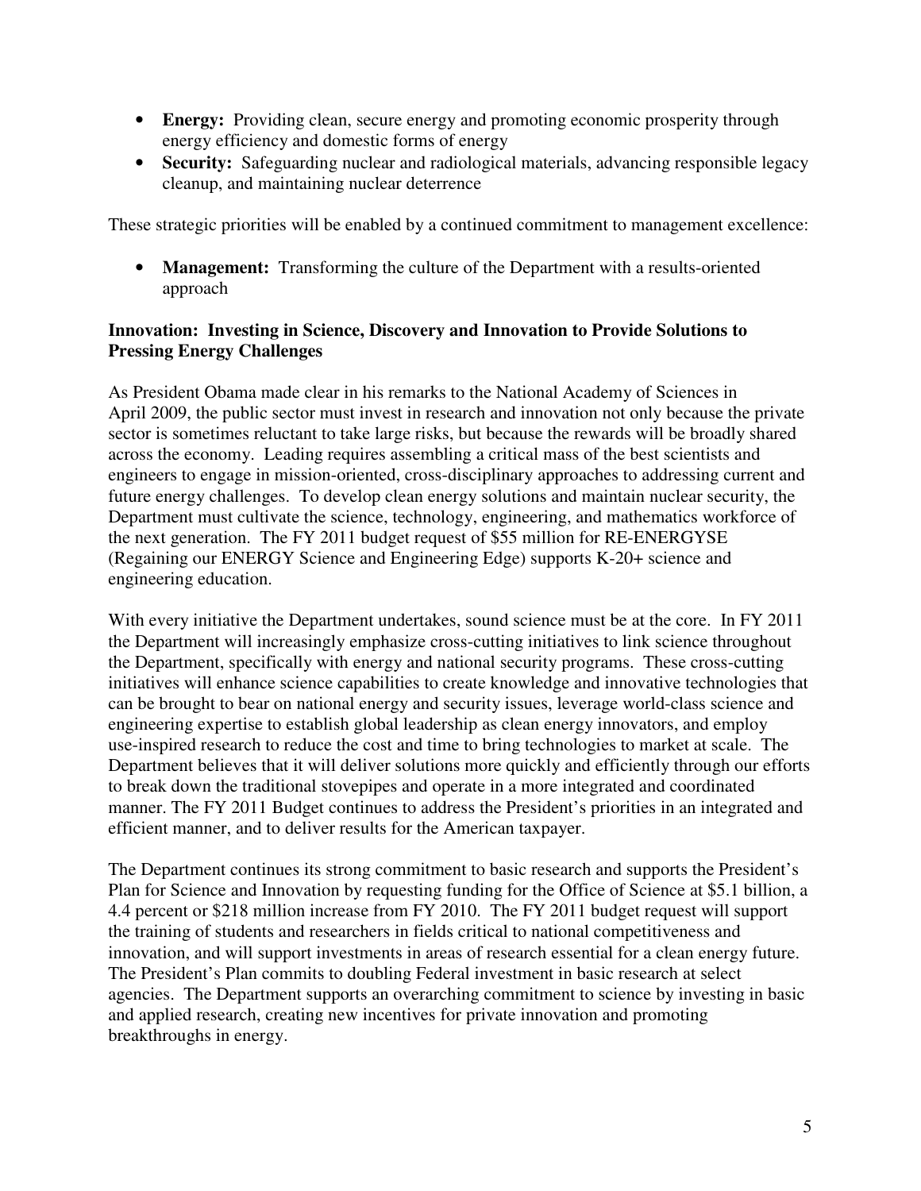- **Energy:** Providing clean, secure energy and promoting economic prosperity through energy efficiency and domestic forms of energy
- **Security:** Safeguarding nuclear and radiological materials, advancing responsible legacy cleanup, and maintaining nuclear deterrence

These strategic priorities will be enabled by a continued commitment to management excellence:

- **Management:** Transforming the culture of the Department with a results-oriented approach

**Innovation: Investing in Science, Discovery and Innovation to Provide Solutions to Pressing Energy Challenges**

As President Obama made clear in his remarks to the National Academy of Sciences in April 2009, the public sector must invest in research and innovation not only because the private sector is sometimes reluctant to take large risks, but because the rewards will be broadly shared across the economy. Leading requires assembling a critical mass of the best scientists and engineers to engage in mission-oriented, cross-disciplinary approaches to addressing current and future energy challenges. To develop clean energy solutions and maintain nuclear security, the Department must cultivate the science, technology, engineering, and mathematics workforce of the next generation. The FY 2011 budget request of $55 million for RE-ENERGYSE (Regaining our ENERGY Science and Engineering Edge) supports K-20+ science and engineering education.

With every initiative the Department undertakes, sound science must be at the core. In FY 2011 the Department will increasingly emphasize cross-cutting initiatives to link science throughout the Department, specifically with energy and national security programs. These cross-cutting initiatives will enhance science capabilities to create knowledge and innovative technologies that can be brought to bear on national energy and security issues, leverage world-class science and engineering expertise to establish global leadership as clean energy innovators, and employ use-inspired research to reduce the cost and time to bring technologies to market at scale. The Department believes that it will deliver solutions more quickly and efficiently through our efforts to break down the traditional stovepipes and operate in a more integrated and coordinated manner. The FY 2011 Budget continues to address the President's priorities in an integrated and efficient manner, and to deliver results for the American taxpayer.

The Department continues its strong commitment to basic research and supports the President's Plan for Science and Innovation by requesting funding for the Office of Science at $5.1 billion, a 4.4 percent or $218 million increase from FY 2010. The FY 2011 budget request will support the training of students and researchers in fields critical to national competitiveness and innovation, and will support investments in areas of research essential for a clean energy future. The President's Plan commits to doubling Federal investment in basic research at select agencies. The Department supports an overarching commitment to science by investing in basic and applied research, creating new incentives for private innovation and promoting breakthroughs in energy.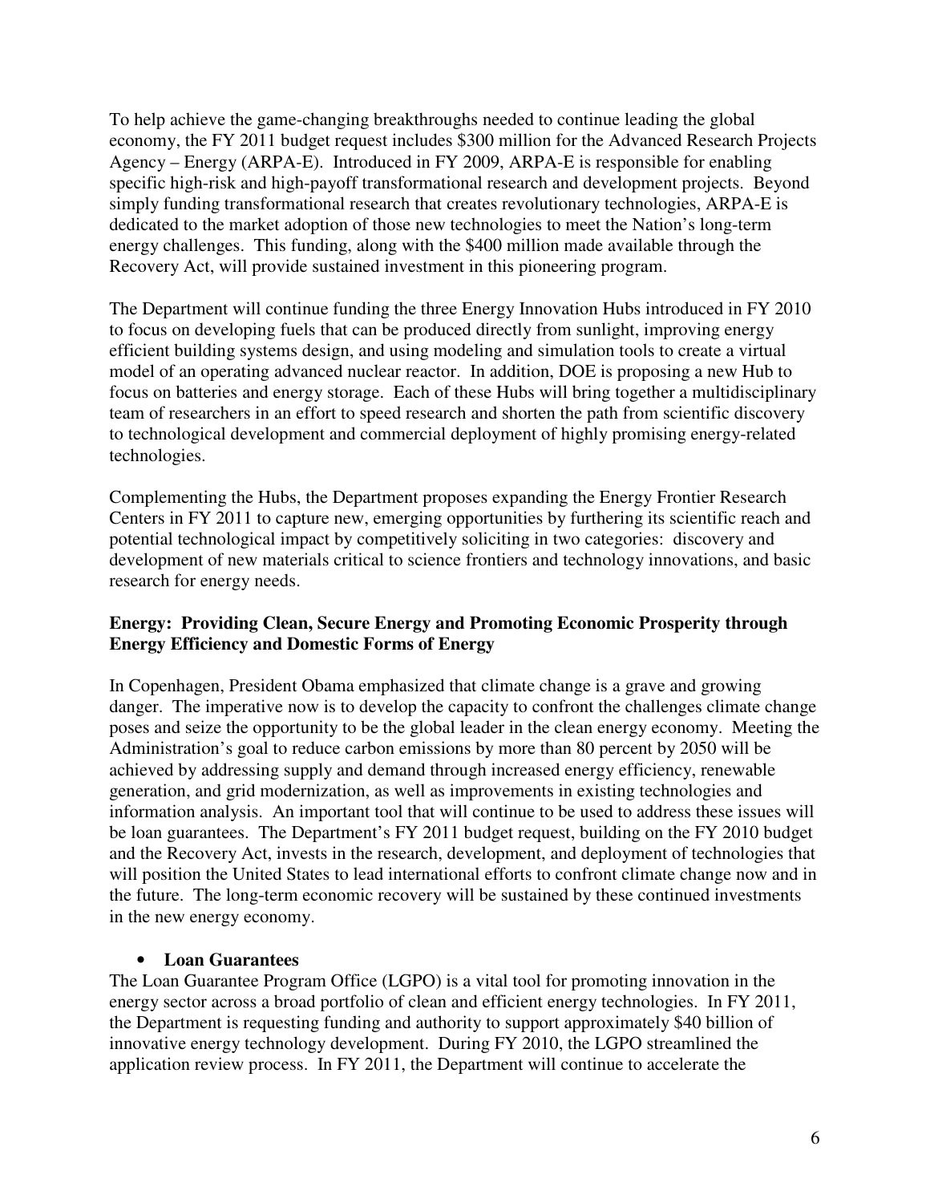To help achieve the game-changing breakthroughs needed to continue leading the global economy, the FY 2011 budget request includes $300 million for the Advanced Research Projects Agency – Energy (ARPA-E). Introduced in FY 2009, ARPA-E is responsible for enabling specific high-risk and high-payoff transformational research and development projects. Beyond simply funding transformational research that creates revolutionary technologies, ARPA-E is dedicated to the market adoption of those new technologies to meet the Nation's long-term energy challenges. This funding, along with the $400 million made available through the Recovery Act, will provide sustained investment in this pioneering program.

The Department will continue funding the three Energy Innovation Hubs introduced in FY 2010 to focus on developing fuels that can be produced directly from sunlight, improving energy efficient building systems design, and using modeling and simulation tools to create a virtual model of an operating advanced nuclear reactor. In addition, DOE is proposing a new Hub to focus on batteries and energy storage. Each of these Hubs will bring together a multidisciplinary team of researchers in an effort to speed research and shorten the path from scientific discovery to technological development and commercial deployment of highly promising energy-related technologies.

Complementing the Hubs, the Department proposes expanding the Energy Frontier Research Centers in FY 2011 to capture new, emerging opportunities by furthering its scientific reach and potential technological impact by competitively soliciting in two categories: discovery and development of new materials critical to science frontiers and technology innovations, and basic research for energy needs.

**Energy: Providing Clean, Secure Energy and Promoting Economic Prosperity through Energy Efficiency and Domestic Forms of Energy**

In Copenhagen, President Obama emphasized that climate change is a grave and growing danger. The imperative now is to develop the capacity to confront the challenges climate change poses and seize the opportunity to be the global leader in the clean energy economy. Meeting the Administration's goal to reduce carbon emissions by more than 80 percent by 2050 will be achieved by addressing supply and demand through increased energy efficiency, renewable generation, and grid modernization, as well as improvements in existing technologies and information analysis. An important tool that will continue to be used to address these issues will be loan guarantees. The Department's FY 2011 budget request, building on the FY 2010 budget and the Recovery Act, invests in the research, development, and deployment of technologies that will position the United States to lead international efforts to confront climate change now and in the future. The long-term economic recovery will be sustained by these continued investments in the new energy economy.

- **Loan Guarantees**

The Loan Guarantee Program Office (LGPO) is a vital tool for promoting innovation in the energy sector across a broad portfolio of clean and efficient energy technologies. In FY 2011, the Department is requesting funding and authority to support approximately $40 billion of innovative energy technology development. During FY 2010, the LGPO streamlined the application review process. In FY 2011, the Department will continue to accelerate the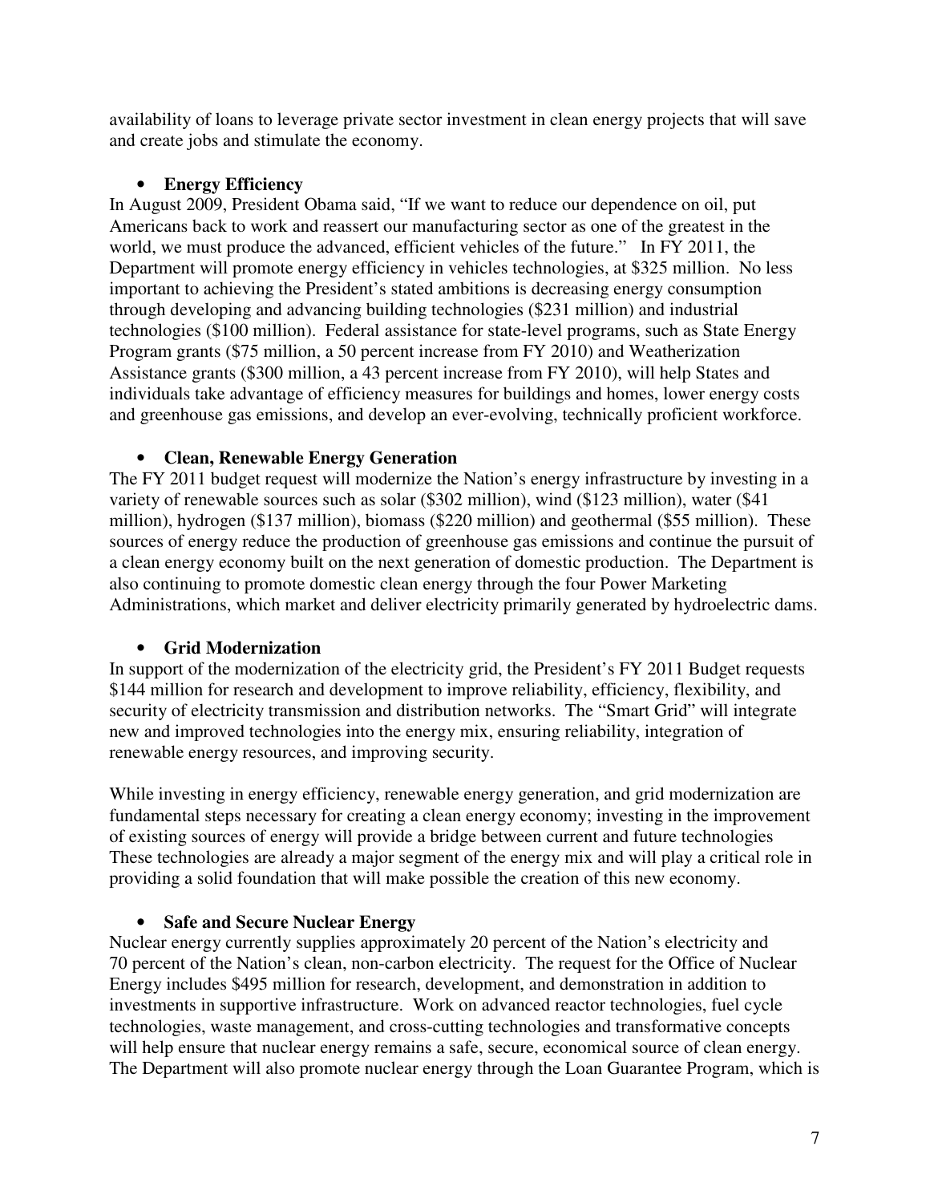availability of loans to leverage private sector investment in clean energy projects that will save and create jobs and stimulate the economy.

- **Energy Efficiency**

In August 2009, President Obama said, "If we want to reduce our dependence on oil, put Americans back to work and reassert our manufacturing sector as one of the greatest in the world, we must produce the advanced, efficient vehicles of the future." In FY 2011, the Department will promote energy efficiency in vehicles technologies, at $325 million. No less important to achieving the President's stated ambitions is decreasing energy consumption through developing and advancing building technologies ($231 million) and industrial technologies ($100 million). Federal assistance for state-level programs, such as State Energy Program grants ($75 million, a 50 percent increase from FY 2010) and Weatherization Assistance grants ($300 million, a 43 percent increase from FY 2010), will help States and individuals take advantage of efficiency measures for buildings and homes, lower energy costs and greenhouse gas emissions, and develop an ever-evolving, technically proficient workforce.

- **Clean, Renewable Energy Generation**

The FY 2011 budget request will modernize the Nation's energy infrastructure by investing in a variety of renewable sources such as solar ($302 million), wind ($123 million), water ($41 million), hydrogen ($137 million), biomass ($220 million) and geothermal ($55 million). These sources of energy reduce the production of greenhouse gas emissions and continue the pursuit of a clean energy economy built on the next generation of domestic production. The Department is also continuing to promote domestic clean energy through the four Power Marketing Administrations, which market and deliver electricity primarily generated by hydroelectric dams.

- **Grid Modernization**

In support of the modernization of the electricity grid, the President's FY 2011 Budget requests $144 million for research and development to improve reliability, efficiency, flexibility, and security of electricity transmission and distribution networks. The "Smart Grid" will integrate new and improved technologies into the energy mix, ensuring reliability, integration of renewable energy resources, and improving security.

While investing in energy efficiency, renewable energy generation, and grid modernization are fundamental steps necessary for creating a clean energy economy; investing in the improvement of existing sources of energy will provide a bridge between current and future technologies These technologies are already a major segment of the energy mix and will play a critical role in providing a solid foundation that will make possible the creation of this new economy.

- **Safe and Secure Nuclear Energy**

Nuclear energy currently supplies approximately 20 percent of the Nation's electricity and 70 percent of the Nation's clean, non-carbon electricity. The request for the Office of Nuclear Energy includes $495 million for research, development, and demonstration in addition to investments in supportive infrastructure. Work on advanced reactor technologies, fuel cycle technologies, waste management, and cross-cutting technologies and transformative concepts will help ensure that nuclear energy remains a safe, secure, economical source of clean energy. The Department will also promote nuclear energy through the Loan Guarantee Program, which is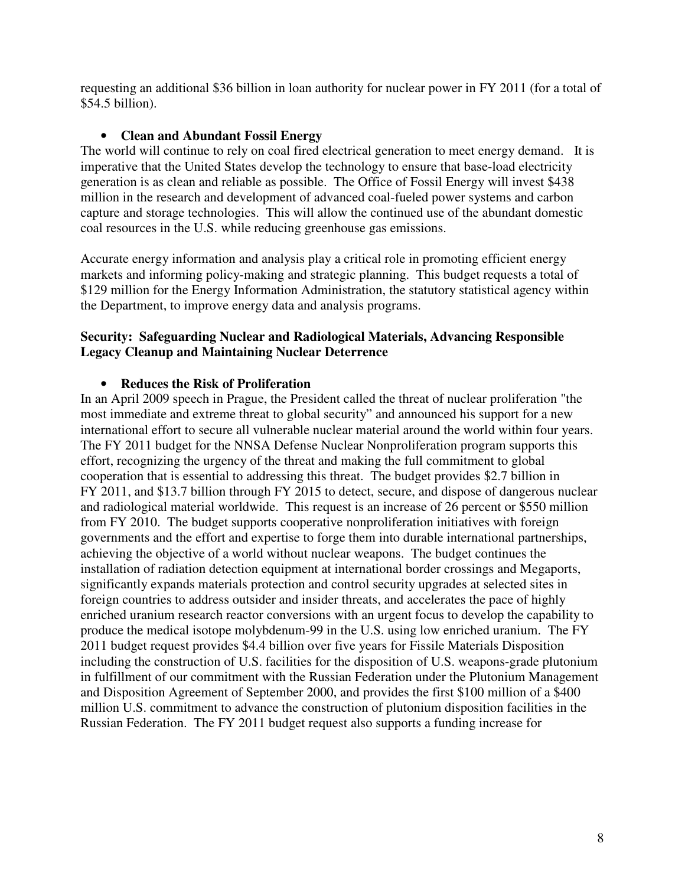requesting an additional $36 billion in loan authority for nuclear power in FY 2011 (for a total of $54.5 billion).

- **Clean and Abundant Fossil Energy**

The world will continue to rely on coal fired electrical generation to meet energy demand. It is imperative that the United States develop the technology to ensure that base-load electricity generation is as clean and reliable as possible. The Office of Fossil Energy will invest $438 million in the research and development of advanced coal-fueled power systems and carbon capture and storage technologies. This will allow the continued use of the abundant domestic coal resources in the U.S. while reducing greenhouse gas emissions.

Accurate energy information and analysis play a critical role in promoting efficient energy markets and informing policy-making and strategic planning. This budget requests a total of $129 million for the Energy Information Administration, the statutory statistical agency within the Department, to improve energy data and analysis programs.

**Security: Safeguarding Nuclear and Radiological Materials, Advancing Responsible Legacy Cleanup and Maintaining Nuclear Deterrence**

- **Reduces the Risk of Proliferation**

In an April 2009 speech in Prague, the President called the threat of nuclear proliferation "the most immediate and extreme threat to global security" and announced his support for a new international effort to secure all vulnerable nuclear material around the world within four years. The FY 2011 budget for the NNSA Defense Nuclear Nonproliferation program supports this effort, recognizing the urgency of the threat and making the full commitment to global cooperation that is essential to addressing this threat. The budget provides $2.7 billion in FY 2011, and $13.7 billion through FY 2015 to detect, secure, and dispose of dangerous nuclear and radiological material worldwide. This request is an increase of 26 percent or $550 million from FY 2010. The budget supports cooperative nonproliferation initiatives with foreign governments and the effort and expertise to forge them into durable international partnerships, achieving the objective of a world without nuclear weapons. The budget continues the installation of radiation detection equipment at international border crossings and Megaports, significantly expands materials protection and control security upgrades at selected sites in foreign countries to address outsider and insider threats, and accelerates the pace of highly enriched uranium research reactor conversions with an urgent focus to develop the capability to produce the medical isotope molybdenum-99 in the U.S. using low enriched uranium. The FY 2011 budget request provides $4.4 billion over five years for Fissile Materials Disposition including the construction of U.S. facilities for the disposition of U.S. weapons-grade plutonium in fulfillment of our commitment with the Russian Federation under the Plutonium Management and Disposition Agreement of September 2000, and provides the first $100 million of a $400 million U.S. commitment to advance the construction of plutonium disposition facilities in the Russian Federation. The FY 2011 budget request also supports a funding increase for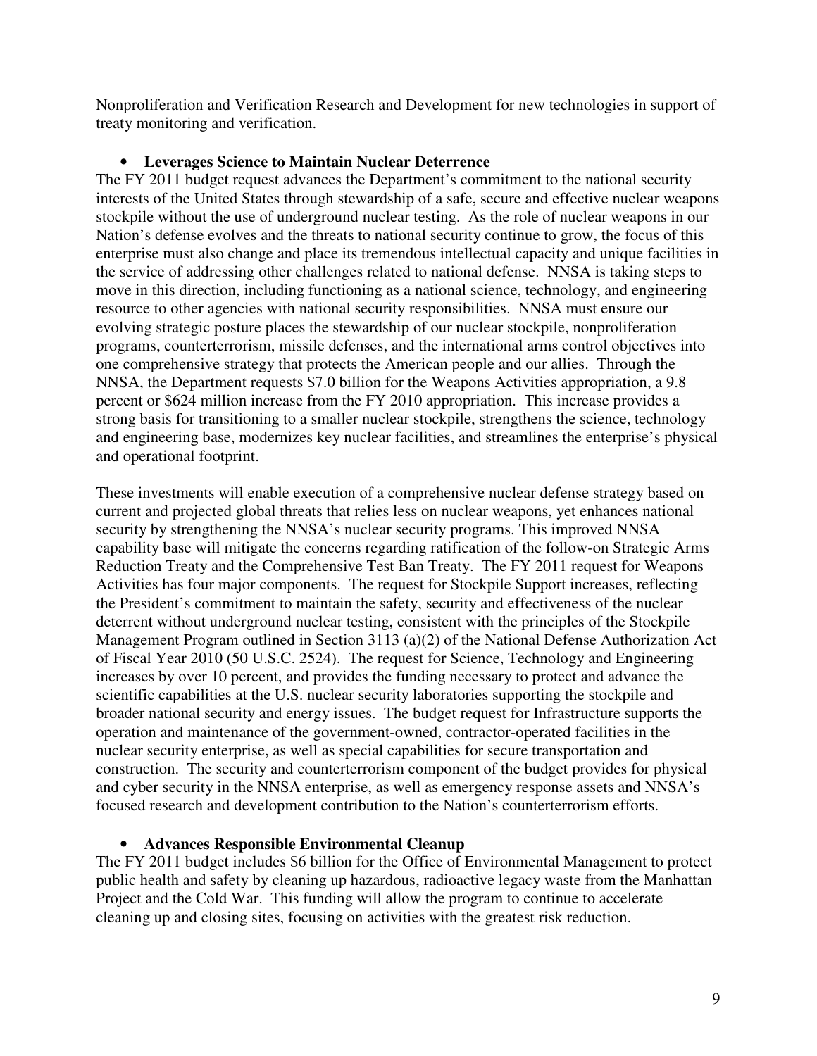Nonproliferation and Verification Research and Development for new technologies in support of treaty monitoring and verification.

- **Leverages Science to Maintain Nuclear Deterrence**

The FY 2011 budget request advances the Department's commitment to the national security interests of the United States through stewardship of a safe, secure and effective nuclear weapons stockpile without the use of underground nuclear testing. As the role of nuclear weapons in our Nation's defense evolves and the threats to national security continue to grow, the focus of this enterprise must also change and place its tremendous intellectual capacity and unique facilities in the service of addressing other challenges related to national defense. NNSA is taking steps to move in this direction, including functioning as a national science, technology, and engineering resource to other agencies with national security responsibilities. NNSA must ensure our evolving strategic posture places the stewardship of our nuclear stockpile, nonproliferation programs, counterterrorism, missile defenses, and the international arms control objectives into one comprehensive strategy that protects the American people and our allies. Through the NNSA, the Department requests $7.0 billion for the Weapons Activities appropriation, a 9.8 percent or $624 million increase from the FY 2010 appropriation. This increase provides a strong basis for transitioning to a smaller nuclear stockpile, strengthens the science, technology and engineering base, modernizes key nuclear facilities, and streamlines the enterprise's physical and operational footprint.

These investments will enable execution of a comprehensive nuclear defense strategy based on current and projected global threats that relies less on nuclear weapons, yet enhances national security by strengthening the NNSA's nuclear security programs. This improved NNSA capability base will mitigate the concerns regarding ratification of the follow-on Strategic Arms Reduction Treaty and the Comprehensive Test Ban Treaty. The FY 2011 request for Weapons Activities has four major components. The request for Stockpile Support increases, reflecting the President's commitment to maintain the safety, security and effectiveness of the nuclear deterrent without underground nuclear testing, consistent with the principles of the Stockpile Management Program outlined in Section 3113 (a)(2) of the National Defense Authorization Act of Fiscal Year 2010 (50 U.S.C. 2524). The request for Science, Technology and Engineering increases by over 10 percent, and provides the funding necessary to protect and advance the scientific capabilities at the U.S. nuclear security laboratories supporting the stockpile and broader national security and energy issues. The budget request for Infrastructure supports the operation and maintenance of the government-owned, contractor-operated facilities in the nuclear security enterprise, as well as special capabilities for secure transportation and construction. The security and counterterrorism component of the budget provides for physical and cyber security in the NNSA enterprise, as well as emergency response assets and NNSA's focused research and development contribution to the Nation's counterterrorism efforts.

- **Advances Responsible Environmental Cleanup**

The FY 2011 budget includes $6 billion for the Office of Environmental Management to protect public health and safety by cleaning up hazardous, radioactive legacy waste from the Manhattan Project and the Cold War. This funding will allow the program to continue to accelerate cleaning up and closing sites, focusing on activities with the greatest risk reduction.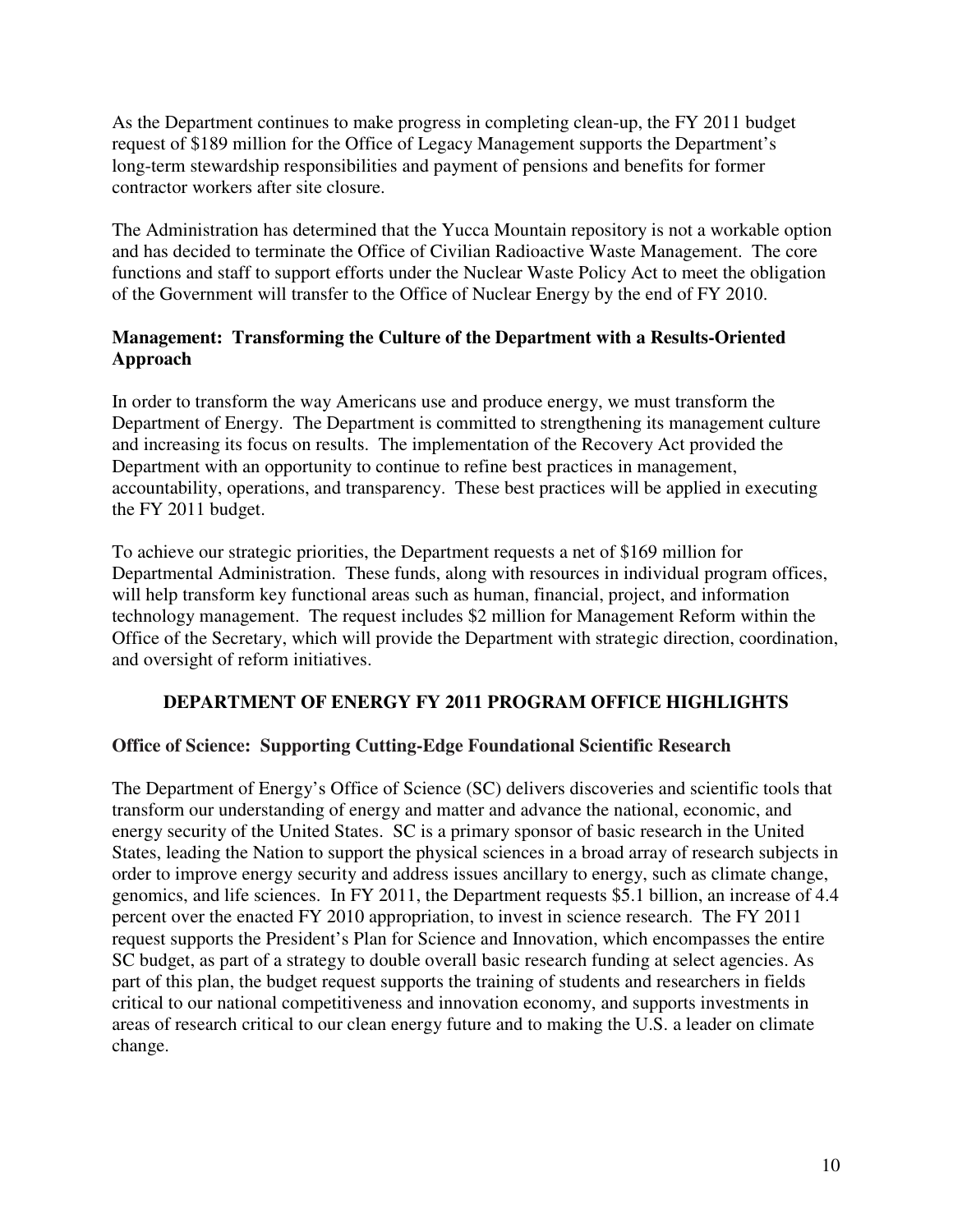As the Department continues to make progress in completing clean-up, the FY 2011 budget request of $189 million for the Office of Legacy Management supports the Department's long-term stewardship responsibilities and payment of pensions and benefits for former contractor workers after site closure.

The Administration has determined that the Yucca Mountain repository is not a workable option and has decided to terminate the Office of Civilian Radioactive Waste Management. The core functions and staff to support efforts under the Nuclear Waste Policy Act to meet the obligation of the Government will transfer to the Office of Nuclear Energy by the end of FY 2010.

### Management: Transforming the Culture of the Department with a Results-Oriented Approach

In order to transform the way Americans use and produce energy, we must transform the Department of Energy. The Department is committed to strengthening its management culture and increasing its focus on results. The implementation of the Recovery Act provided the Department with an opportunity to continue to refine best practices in management, accountability, operations, and transparency. These best practices will be applied in executing the FY 2011 budget.

To achieve our strategic priorities, the Department requests a net of $169 million for Departmental Administration. These funds, along with resources in individual program offices, will help transform key functional areas such as human, financial, project, and information technology management. The request includes $2 million for Management Reform within the Office of the Secretary, which will provide the Department with strategic direction, coordination, and oversight of reform initiatives.

## DEPARTMENT OF ENERGY FY 2011 PROGRAM OFFICE HIGHLIGHTS

### Office of Science: Supporting Cutting-Edge Foundational Scientific Research

The Department of Energy's Office of Science (SC) delivers discoveries and scientific tools that transform our understanding of energy and matter and advance the national, economic, and energy security of the United States. SC is a primary sponsor of basic research in the United States, leading the Nation to support the physical sciences in a broad array of research subjects in order to improve energy security and address issues ancillary to energy, such as climate change, genomics, and life sciences. In FY 2011, the Department requests $5.1 billion, an increase of 4.4 percent over the enacted FY 2010 appropriation, to invest in science research. The FY 2011 request supports the President's Plan for Science and Innovation, which encompasses the entire SC budget, as part of a strategy to double overall basic research funding at select agencies. As part of this plan, the budget request supports the training of students and researchers in fields critical to our national competitiveness and innovation economy, and supports investments in areas of research critical to our clean energy future and to making the U.S. a leader on climate change.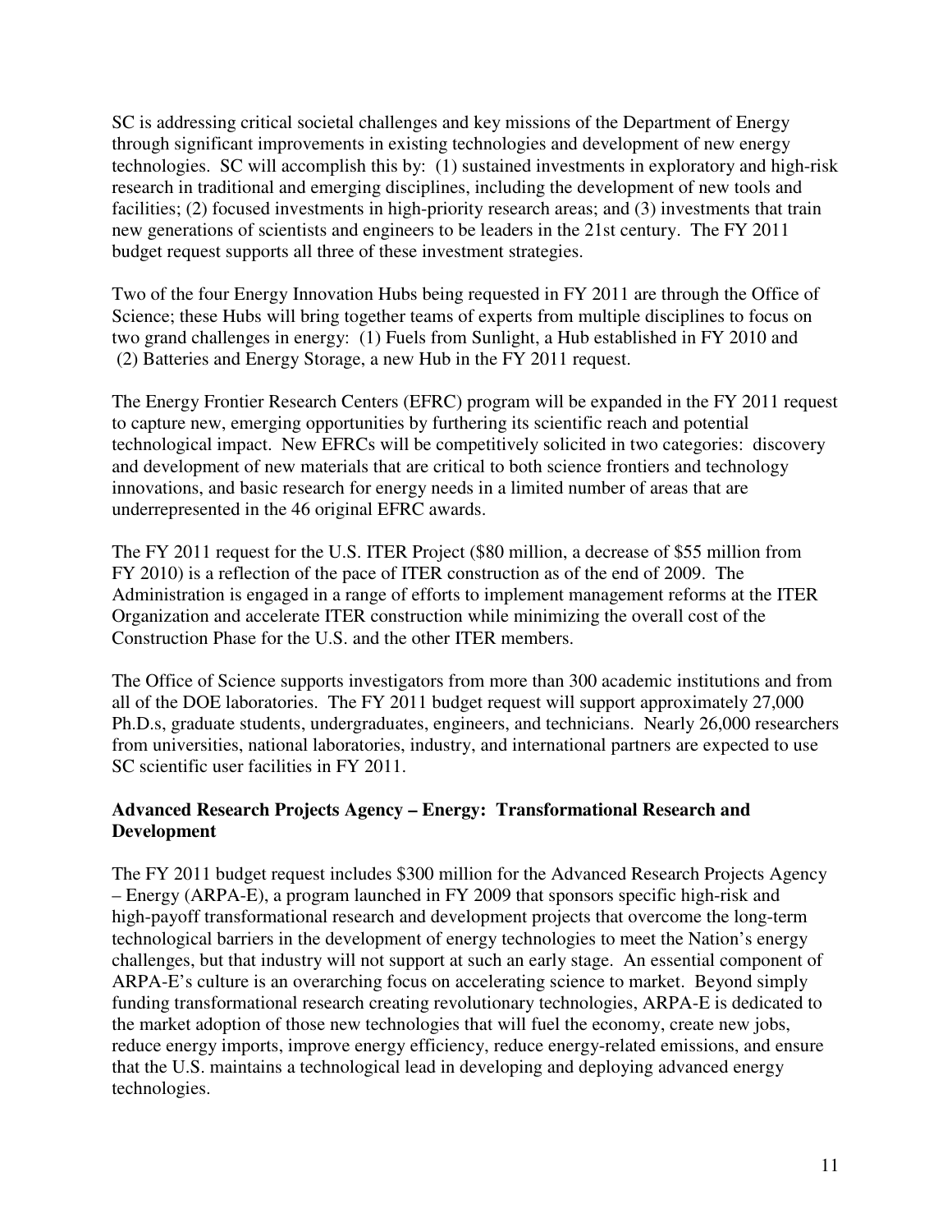SC is addressing critical societal challenges and key missions of the Department of Energy through significant improvements in existing technologies and development of new energy technologies. SC will accomplish this by: (1) sustained investments in exploratory and high-risk research in traditional and emerging disciplines, including the development of new tools and facilities; (2) focused investments in high-priority research areas; and (3) investments that train new generations of scientists and engineers to be leaders in the 21st century. The FY 2011 budget request supports all three of these investment strategies.

Two of the four Energy Innovation Hubs being requested in FY 2011 are through the Office of Science; these Hubs will bring together teams of experts from multiple disciplines to focus on two grand challenges in energy: (1) Fuels from Sunlight, a Hub established in FY 2010 and (2) Batteries and Energy Storage, a new Hub in the FY 2011 request.

The Energy Frontier Research Centers (EFRC) program will be expanded in the FY 2011 request to capture new, emerging opportunities by furthering its scientific reach and potential technological impact. New EFRCs will be competitively solicited in two categories: discovery and development of new materials that are critical to both science frontiers and technology innovations, and basic research for energy needs in a limited number of areas that are underrepresented in the 46 original EFRC awards.

The FY 2011 request for the U.S. ITER Project ($80 million, a decrease of $55 million from FY 2010) is a reflection of the pace of ITER construction as of the end of 2009. The Administration is engaged in a range of efforts to implement management reforms at the ITER Organization and accelerate ITER construction while minimizing the overall cost of the Construction Phase for the U.S. and the other ITER members.

The Office of Science supports investigators from more than 300 academic institutions and from all of the DOE laboratories. The FY 2011 budget request will support approximately 27,000 Ph.D.s, graduate students, undergraduates, engineers, and technicians. Nearly 26,000 researchers from universities, national laboratories, industry, and international partners are expected to use SC scientific user facilities in FY 2011.

**Advanced Research Projects Agency – Energy: Transformational Research and Development**

The FY 2011 budget request includes $300 million for the Advanced Research Projects Agency – Energy (ARPA-E), a program launched in FY 2009 that sponsors specific high-risk and high-payoff transformational research and development projects that overcome the long-term technological barriers in the development of energy technologies to meet the Nation's energy challenges, but that industry will not support at such an early stage. An essential component of ARPA-E's culture is an overarching focus on accelerating science to market. Beyond simply funding transformational research creating revolutionary technologies, ARPA-E is dedicated to the market adoption of those new technologies that will fuel the economy, create new jobs, reduce energy imports, improve energy efficiency, reduce energy-related emissions, and ensure that the U.S. maintains a technological lead in developing and deploying advanced energy technologies.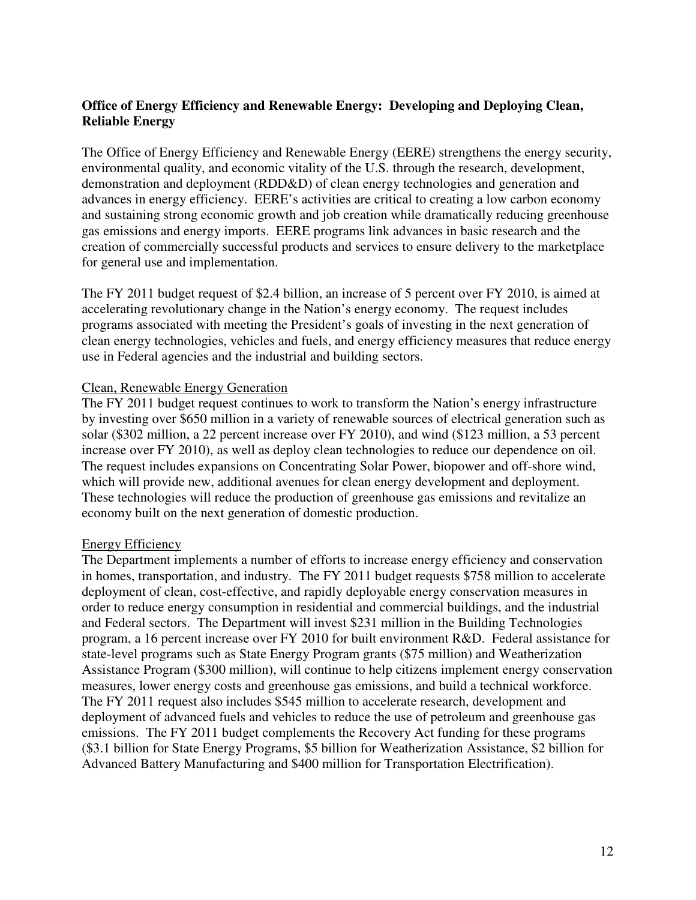**Office of Energy Efficiency and Renewable Energy: Developing and Deploying Clean, Reliable Energy**

The Office of Energy Efficiency and Renewable Energy (EERE) strengthens the energy security, environmental quality, and economic vitality of the U.S. through the research, development, demonstration and deployment (RDD&D) of clean energy technologies and generation and advances in energy efficiency. EERE's activities are critical to creating a low carbon economy and sustaining strong economic growth and job creation while dramatically reducing greenhouse gas emissions and energy imports. EERE programs link advances in basic research and the creation of commercially successful products and services to ensure delivery to the marketplace for general use and implementation.

The FY 2011 budget request of $2.4 billion, an increase of 5 percent over FY 2010, is aimed at accelerating revolutionary change in the Nation's energy economy. The request includes programs associated with meeting the President's goals of investing in the next generation of clean energy technologies, vehicles and fuels, and energy efficiency measures that reduce energy use in Federal agencies and the industrial and building sectors.

<u>Clean, Renewable Energy Generation</u>

The FY 2011 budget request continues to work to transform the Nation's energy infrastructure by investing over $650 million in a variety of renewable sources of electrical generation such as solar ($302 million, a 22 percent increase over FY 2010), and wind ($123 million, a 53 percent increase over FY 2010), as well as deploy clean technologies to reduce our dependence on oil. The request includes expansions on Concentrating Solar Power, biopower and off-shore wind, which will provide new, additional avenues for clean energy development and deployment. These technologies will reduce the production of greenhouse gas emissions and revitalize an economy built on the next generation of domestic production.

<u>Energy Efficiency</u>

The Department implements a number of efforts to increase energy efficiency and conservation in homes, transportation, and industry. The FY 2011 budget requests $758 million to accelerate deployment of clean, cost-effective, and rapidly deployable energy conservation measures in order to reduce energy consumption in residential and commercial buildings, and the industrial and Federal sectors. The Department will invest $231 million in the Building Technologies program, a 16 percent increase over FY 2010 for built environment R&D. Federal assistance for state-level programs such as State Energy Program grants ($75 million) and Weatherization Assistance Program ($300 million), will continue to help citizens implement energy conservation measures, lower energy costs and greenhouse gas emissions, and build a technical workforce. The FY 2011 request also includes $545 million to accelerate research, development and deployment of advanced fuels and vehicles to reduce the use of petroleum and greenhouse gas emissions. The FY 2011 budget complements the Recovery Act funding for these programs ($3.1 billion for State Energy Programs, $5 billion for Weatherization Assistance, $2 billion for Advanced Battery Manufacturing and $400 million for Transportation Electrification).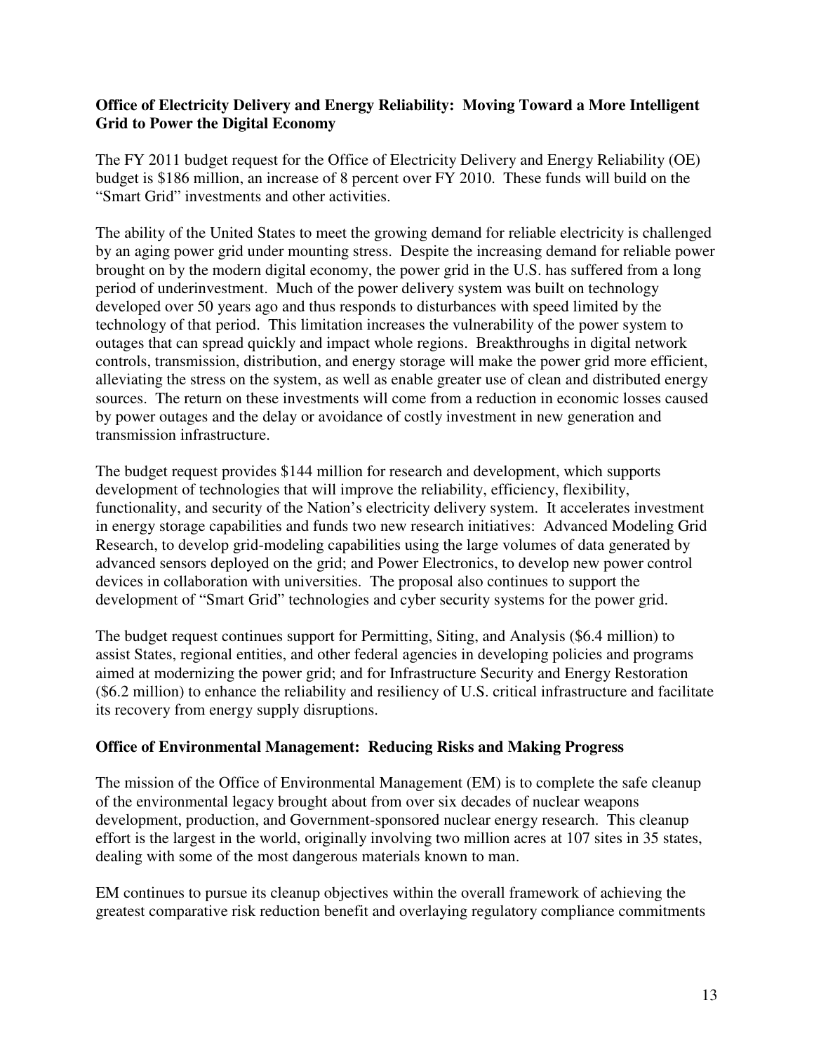**Office of Electricity Delivery and Energy Reliability: Moving Toward a More Intelligent Grid to Power the Digital Economy**

The FY 2011 budget request for the Office of Electricity Delivery and Energy Reliability (OE) budget is $186 million, an increase of 8 percent over FY 2010. These funds will build on the "Smart Grid" investments and other activities.

The ability of the United States to meet the growing demand for reliable electricity is challenged by an aging power grid under mounting stress. Despite the increasing demand for reliable power brought on by the modern digital economy, the power grid in the U.S. has suffered from a long period of underinvestment. Much of the power delivery system was built on technology developed over 50 years ago and thus responds to disturbances with speed limited by the technology of that period. This limitation increases the vulnerability of the power system to outages that can spread quickly and impact whole regions. Breakthroughs in digital network controls, transmission, distribution, and energy storage will make the power grid more efficient, alleviating the stress on the system, as well as enable greater use of clean and distributed energy sources. The return on these investments will come from a reduction in economic losses caused by power outages and the delay or avoidance of costly investment in new generation and transmission infrastructure.

The budget request provides $144 million for research and development, which supports development of technologies that will improve the reliability, efficiency, flexibility, functionality, and security of the Nation's electricity delivery system. It accelerates investment in energy storage capabilities and funds two new research initiatives: Advanced Modeling Grid Research, to develop grid-modeling capabilities using the large volumes of data generated by advanced sensors deployed on the grid; and Power Electronics, to develop new power control devices in collaboration with universities. The proposal also continues to support the development of "Smart Grid" technologies and cyber security systems for the power grid.

The budget request continues support for Permitting, Siting, and Analysis ($6.4 million) to assist States, regional entities, and other federal agencies in developing policies and programs aimed at modernizing the power grid; and for Infrastructure Security and Energy Restoration ($6.2 million) to enhance the reliability and resiliency of U.S. critical infrastructure and facilitate its recovery from energy supply disruptions.

**Office of Environmental Management: Reducing Risks and Making Progress**

The mission of the Office of Environmental Management (EM) is to complete the safe cleanup of the environmental legacy brought about from over six decades of nuclear weapons development, production, and Government-sponsored nuclear energy research. This cleanup effort is the largest in the world, originally involving two million acres at 107 sites in 35 states, dealing with some of the most dangerous materials known to man.

EM continues to pursue its cleanup objectives within the overall framework of achieving the greatest comparative risk reduction benefit and overlaying regulatory compliance commitments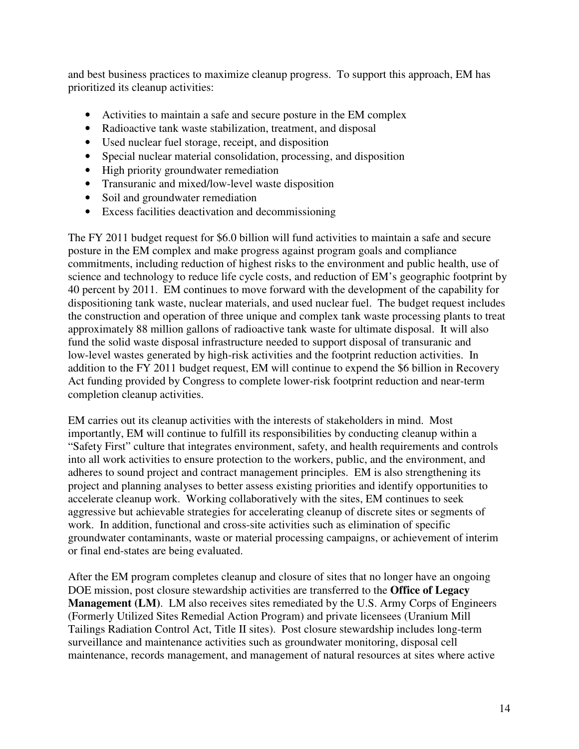and best business practices to maximize cleanup progress. To support this approach, EM has prioritized its cleanup activities:

- Activities to maintain a safe and secure posture in the EM complex
- Radioactive tank waste stabilization, treatment, and disposal
- Used nuclear fuel storage, receipt, and disposition
- Special nuclear material consolidation, processing, and disposition
- High priority groundwater remediation
- Transuranic and mixed/low-level waste disposition
- Soil and groundwater remediation
- Excess facilities deactivation and decommissioning

The FY 2011 budget request for $6.0 billion will fund activities to maintain a safe and secure posture in the EM complex and make progress against program goals and compliance commitments, including reduction of highest risks to the environment and public health, use of science and technology to reduce life cycle costs, and reduction of EM's geographic footprint by 40 percent by 2011. EM continues to move forward with the development of the capability for dispositioning tank waste, nuclear materials, and used nuclear fuel. The budget request includes the construction and operation of three unique and complex tank waste processing plants to treat approximately 88 million gallons of radioactive tank waste for ultimate disposal. It will also fund the solid waste disposal infrastructure needed to support disposal of transuranic and low-level wastes generated by high-risk activities and the footprint reduction activities. In addition to the FY 2011 budget request, EM will continue to expend the $6 billion in Recovery Act funding provided by Congress to complete lower-risk footprint reduction and near-term completion cleanup activities.

EM carries out its cleanup activities with the interests of stakeholders in mind. Most importantly, EM will continue to fulfill its responsibilities by conducting cleanup within a "Safety First" culture that integrates environment, safety, and health requirements and controls into all work activities to ensure protection to the workers, public, and the environment, and adheres to sound project and contract management principles. EM is also strengthening its project and planning analyses to better assess existing priorities and identify opportunities to accelerate cleanup work. Working collaboratively with the sites, EM continues to seek aggressive but achievable strategies for accelerating cleanup of discrete sites or segments of work. In addition, functional and cross-site activities such as elimination of specific groundwater contaminants, waste or material processing campaigns, or achievement of interim or final end-states are being evaluated.

After the EM program completes cleanup and closure of sites that no longer have an ongoing DOE mission, post closure stewardship activities are transferred to the **Office of Legacy Management (LM)**. LM also receives sites remediated by the U.S. Army Corps of Engineers (Formerly Utilized Sites Remedial Action Program) and private licensees (Uranium Mill Tailings Radiation Control Act, Title II sites). Post closure stewardship includes long-term surveillance and maintenance activities such as groundwater monitoring, disposal cell maintenance, records management, and management of natural resources at sites where active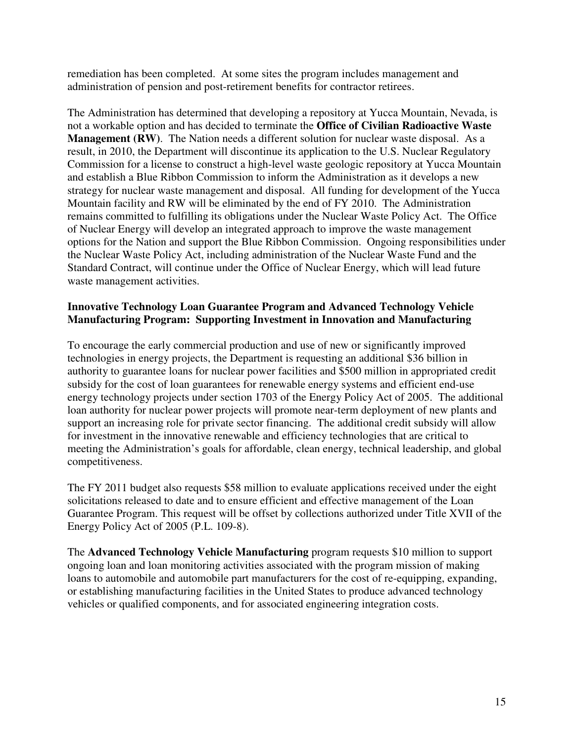remediation has been completed. At some sites the program includes management and administration of pension and post-retirement benefits for contractor retirees.

The Administration has determined that developing a repository at Yucca Mountain, Nevada, is not a workable option and has decided to terminate the **Office of Civilian Radioactive Waste Management (RW)**. The Nation needs a different solution for nuclear waste disposal. As a result, in 2010, the Department will discontinue its application to the U.S. Nuclear Regulatory Commission for a license to construct a high-level waste geologic repository at Yucca Mountain and establish a Blue Ribbon Commission to inform the Administration as it develops a new strategy for nuclear waste management and disposal. All funding for development of the Yucca Mountain facility and RW will be eliminated by the end of FY 2010. The Administration remains committed to fulfilling its obligations under the Nuclear Waste Policy Act. The Office of Nuclear Energy will develop an integrated approach to improve the waste management options for the Nation and support the Blue Ribbon Commission. Ongoing responsibilities under the Nuclear Waste Policy Act, including administration of the Nuclear Waste Fund and the Standard Contract, will continue under the Office of Nuclear Energy, which will lead future waste management activities.

**Innovative Technology Loan Guarantee Program and Advanced Technology Vehicle Manufacturing Program: Supporting Investment in Innovation and Manufacturing**

To encourage the early commercial production and use of new or significantly improved technologies in energy projects, the Department is requesting an additional $36 billion in authority to guarantee loans for nuclear power facilities and $500 million in appropriated credit subsidy for the cost of loan guarantees for renewable energy systems and efficient end-use energy technology projects under section 1703 of the Energy Policy Act of 2005. The additional loan authority for nuclear power projects will promote near-term deployment of new plants and support an increasing role for private sector financing. The additional credit subsidy will allow for investment in the innovative renewable and efficiency technologies that are critical to meeting the Administration's goals for affordable, clean energy, technical leadership, and global competitiveness.

The FY 2011 budget also requests $58 million to evaluate applications received under the eight solicitations released to date and to ensure efficient and effective management of the Loan Guarantee Program. This request will be offset by collections authorized under Title XVII of the Energy Policy Act of 2005 (P.L. 109-8).

The **Advanced Technology Vehicle Manufacturing** program requests $10 million to support ongoing loan and loan monitoring activities associated with the program mission of making loans to automobile and automobile part manufacturers for the cost of re-equipping, expanding, or establishing manufacturing facilities in the United States to produce advanced technology vehicles or qualified components, and for associated engineering integration costs.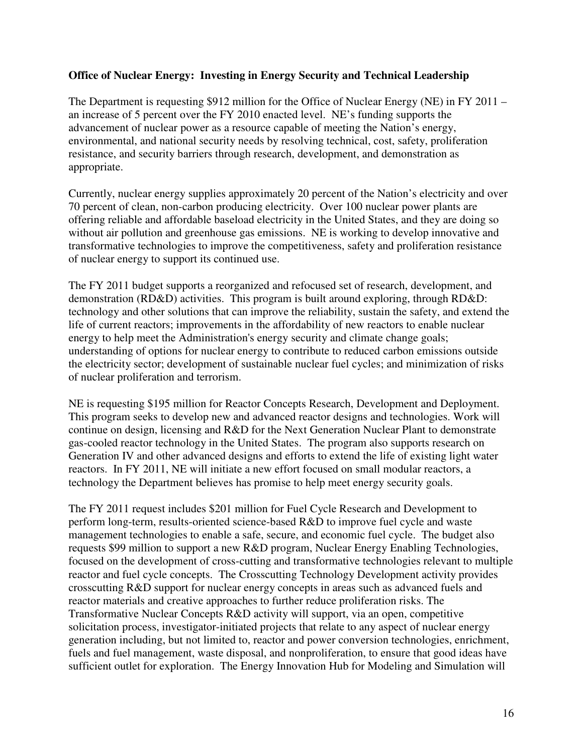**Office of Nuclear Energy: Investing in Energy Security and Technical Leadership**

The Department is requesting $912 million for the Office of Nuclear Energy (NE) in FY 2011 – an increase of 5 percent over the FY 2010 enacted level. NE's funding supports the advancement of nuclear power as a resource capable of meeting the Nation's energy, environmental, and national security needs by resolving technical, cost, safety, proliferation resistance, and security barriers through research, development, and demonstration as appropriate.

Currently, nuclear energy supplies approximately 20 percent of the Nation's electricity and over 70 percent of clean, non-carbon producing electricity. Over 100 nuclear power plants are offering reliable and affordable baseload electricity in the United States, and they are doing so without air pollution and greenhouse gas emissions. NE is working to develop innovative and transformative technologies to improve the competitiveness, safety and proliferation resistance of nuclear energy to support its continued use.

The FY 2011 budget supports a reorganized and refocused set of research, development, and demonstration (RD&D) activities. This program is built around exploring, through RD&D: technology and other solutions that can improve the reliability, sustain the safety, and extend the life of current reactors; improvements in the affordability of new reactors to enable nuclear energy to help meet the Administration's energy security and climate change goals; understanding of options for nuclear energy to contribute to reduced carbon emissions outside the electricity sector; development of sustainable nuclear fuel cycles; and minimization of risks of nuclear proliferation and terrorism.

NE is requesting $195 million for Reactor Concepts Research, Development and Deployment. This program seeks to develop new and advanced reactor designs and technologies. Work will continue on design, licensing and R&D for the Next Generation Nuclear Plant to demonstrate gas-cooled reactor technology in the United States. The program also supports research on Generation IV and other advanced designs and efforts to extend the life of existing light water reactors. In FY 2011, NE will initiate a new effort focused on small modular reactors, a technology the Department believes has promise to help meet energy security goals.

The FY 2011 request includes $201 million for Fuel Cycle Research and Development to perform long-term, results-oriented science-based R&D to improve fuel cycle and waste management technologies to enable a safe, secure, and economic fuel cycle. The budget also requests $99 million to support a new R&D program, Nuclear Energy Enabling Technologies, focused on the development of cross-cutting and transformative technologies relevant to multiple reactor and fuel cycle concepts. The Crosscutting Technology Development activity provides crosscutting R&D support for nuclear energy concepts in areas such as advanced fuels and reactor materials and creative approaches to further reduce proliferation risks. The Transformative Nuclear Concepts R&D activity will support, via an open, competitive solicitation process, investigator-initiated projects that relate to any aspect of nuclear energy generation including, but not limited to, reactor and power conversion technologies, enrichment, fuels and fuel management, waste disposal, and nonproliferation, to ensure that good ideas have sufficient outlet for exploration. The Energy Innovation Hub for Modeling and Simulation will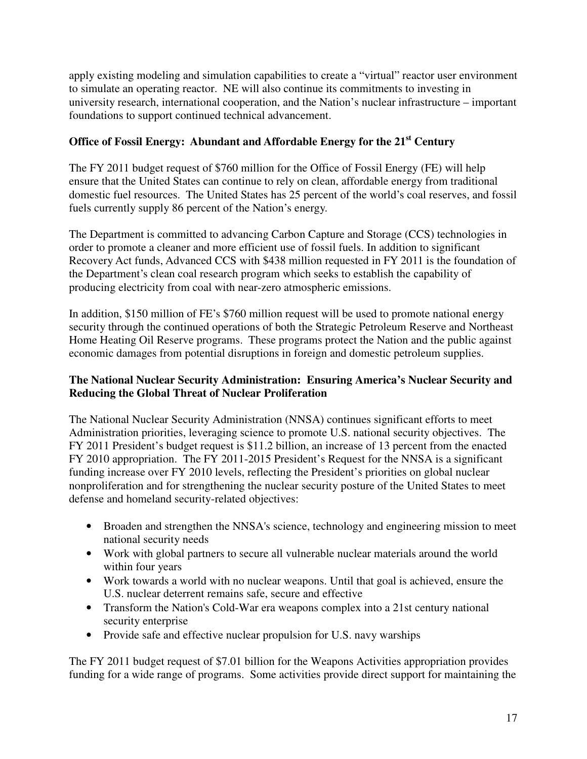apply existing modeling and simulation capabilities to create a "virtual" reactor user environment to simulate an operating reactor. NE will also continue its commitments to investing in university research, international cooperation, and the Nation's nuclear infrastructure – important foundations to support continued technical advancement.

**Office of Fossil Energy: Abundant and Affordable Energy for the 21st Century**

The FY 2011 budget request of $760 million for the Office of Fossil Energy (FE) will help ensure that the United States can continue to rely on clean, affordable energy from traditional domestic fuel resources. The United States has 25 percent of the world's coal reserves, and fossil fuels currently supply 86 percent of the Nation's energy.

The Department is committed to advancing Carbon Capture and Storage (CCS) technologies in order to promote a cleaner and more efficient use of fossil fuels. In addition to significant Recovery Act funds, Advanced CCS with $438 million requested in FY 2011 is the foundation of the Department's clean coal research program which seeks to establish the capability of producing electricity from coal with near-zero atmospheric emissions.

In addition, $150 million of FE's $760 million request will be used to promote national energy security through the continued operations of both the Strategic Petroleum Reserve and Northeast Home Heating Oil Reserve programs. These programs protect the Nation and the public against economic damages from potential disruptions in foreign and domestic petroleum supplies.

**The National Nuclear Security Administration: Ensuring America's Nuclear Security and Reducing the Global Threat of Nuclear Proliferation**

The National Nuclear Security Administration (NNSA) continues significant efforts to meet Administration priorities, leveraging science to promote U.S. national security objectives. The FY 2011 President's budget request is $11.2 billion, an increase of 13 percent from the enacted FY 2010 appropriation. The FY 2011-2015 President's Request for the NNSA is a significant funding increase over FY 2010 levels, reflecting the President's priorities on global nuclear nonproliferation and for strengthening the nuclear security posture of the United States to meet defense and homeland security-related objectives:

- Broaden and strengthen the NNSA's science, technology and engineering mission to meet national security needs
- Work with global partners to secure all vulnerable nuclear materials around the world within four years
- Work towards a world with no nuclear weapons. Until that goal is achieved, ensure the U.S. nuclear deterrent remains safe, secure and effective
- Transform the Nation's Cold-War era weapons complex into a 21st century national security enterprise
- Provide safe and effective nuclear propulsion for U.S. navy warships

The FY 2011 budget request of $7.01 billion for the Weapons Activities appropriation provides funding for a wide range of programs. Some activities provide direct support for maintaining the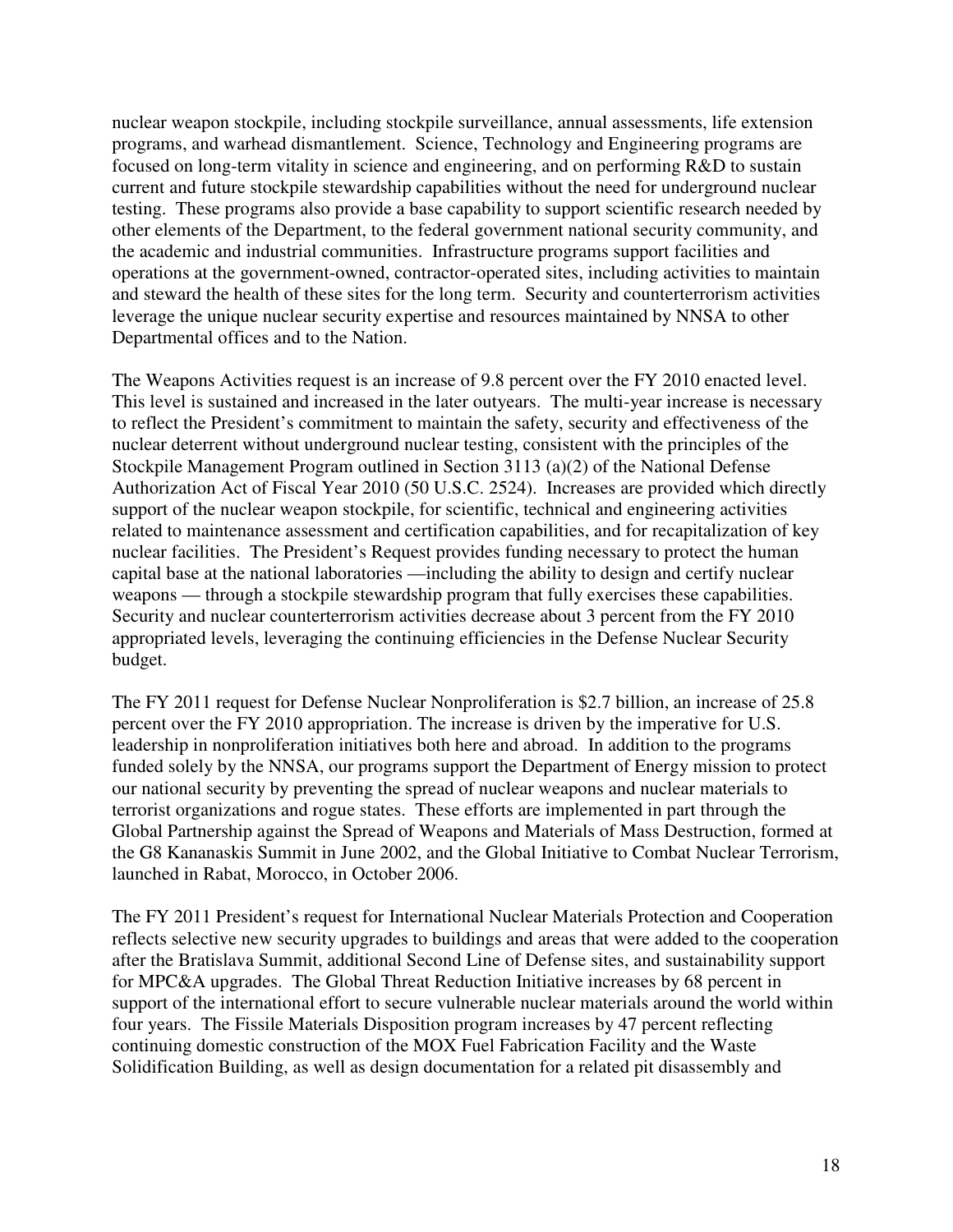nuclear weapon stockpile, including stockpile surveillance, annual assessments, life extension programs, and warhead dismantlement. Science, Technology and Engineering programs are focused on long-term vitality in science and engineering, and on performing R&D to sustain current and future stockpile stewardship capabilities without the need for underground nuclear testing. These programs also provide a base capability to support scientific research needed by other elements of the Department, to the federal government national security community, and the academic and industrial communities. Infrastructure programs support facilities and operations at the government-owned, contractor-operated sites, including activities to maintain and steward the health of these sites for the long term. Security and counterterrorism activities leverage the unique nuclear security expertise and resources maintained by NNSA to other Departmental offices and to the Nation.

The Weapons Activities request is an increase of 9.8 percent over the FY 2010 enacted level. This level is sustained and increased in the later outyears. The multi-year increase is necessary to reflect the President's commitment to maintain the safety, security and effectiveness of the nuclear deterrent without underground nuclear testing, consistent with the principles of the Stockpile Management Program outlined in Section 3113 (a)(2) of the National Defense Authorization Act of Fiscal Year 2010 (50 U.S.C. 2524). Increases are provided which directly support of the nuclear weapon stockpile, for scientific, technical and engineering activities related to maintenance assessment and certification capabilities, and for recapitalization of key nuclear facilities. The President's Request provides funding necessary to protect the human capital base at the national laboratories —including the ability to design and certify nuclear weapons — through a stockpile stewardship program that fully exercises these capabilities. Security and nuclear counterterrorism activities decrease about 3 percent from the FY 2010 appropriated levels, leveraging the continuing efficiencies in the Defense Nuclear Security budget.

The FY 2011 request for Defense Nuclear Nonproliferation is $2.7 billion, an increase of 25.8 percent over the FY 2010 appropriation. The increase is driven by the imperative for U.S. leadership in nonproliferation initiatives both here and abroad. In addition to the programs funded solely by the NNSA, our programs support the Department of Energy mission to protect our national security by preventing the spread of nuclear weapons and nuclear materials to terrorist organizations and rogue states. These efforts are implemented in part through the Global Partnership against the Spread of Weapons and Materials of Mass Destruction, formed at the G8 Kananaskis Summit in June 2002, and the Global Initiative to Combat Nuclear Terrorism, launched in Rabat, Morocco, in October 2006.

The FY 2011 President's request for International Nuclear Materials Protection and Cooperation reflects selective new security upgrades to buildings and areas that were added to the cooperation after the Bratislava Summit, additional Second Line of Defense sites, and sustainability support for MPC&A upgrades. The Global Threat Reduction Initiative increases by 68 percent in support of the international effort to secure vulnerable nuclear materials around the world within four years. The Fissile Materials Disposition program increases by 47 percent reflecting continuing domestic construction of the MOX Fuel Fabrication Facility and the Waste Solidification Building, as well as design documentation for a related pit disassembly and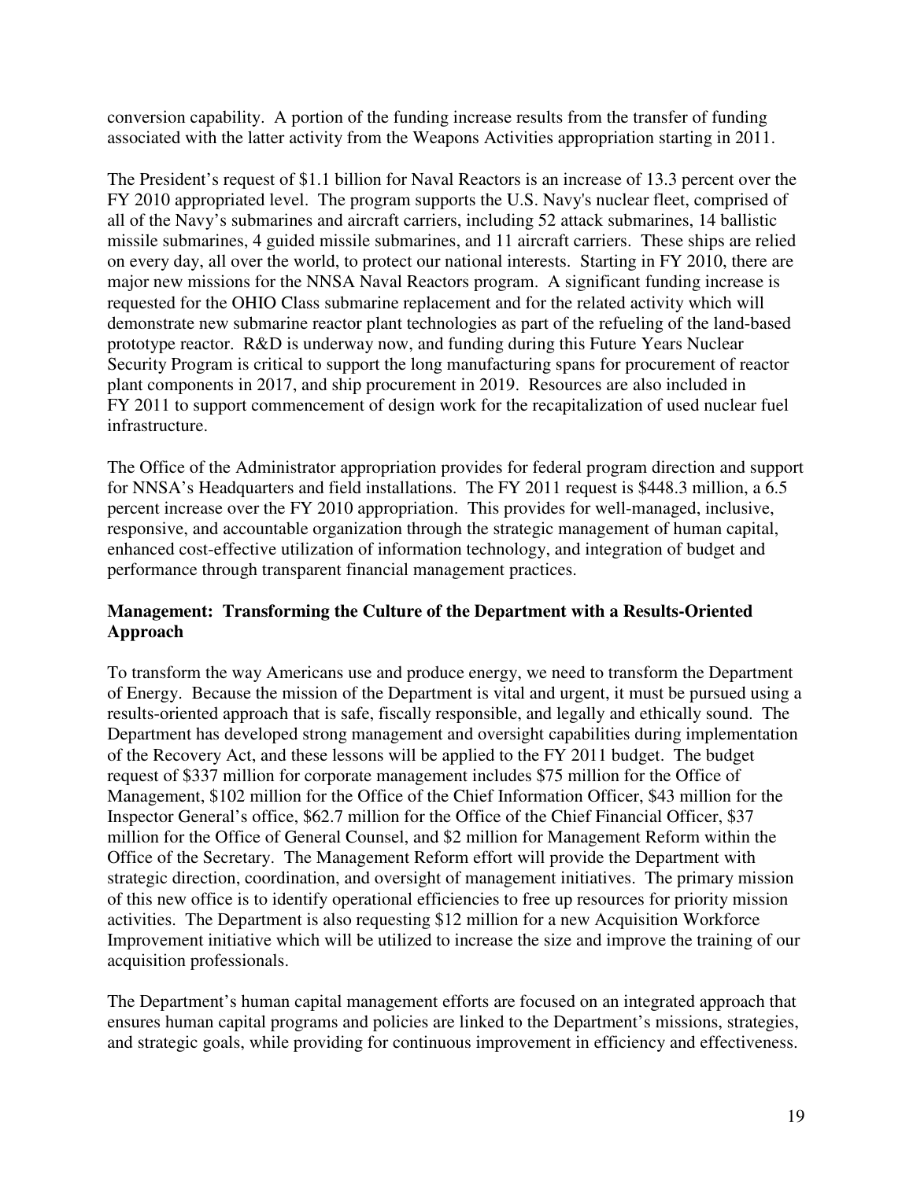conversion capability. A portion of the funding increase results from the transfer of funding associated with the latter activity from the Weapons Activities appropriation starting in 2011.

The President's request of $1.1 billion for Naval Reactors is an increase of 13.3 percent over the FY 2010 appropriated level. The program supports the U.S. Navy's nuclear fleet, comprised of all of the Navy's submarines and aircraft carriers, including 52 attack submarines, 14 ballistic missile submarines, 4 guided missile submarines, and 11 aircraft carriers. These ships are relied on every day, all over the world, to protect our national interests. Starting in FY 2010, there are major new missions for the NNSA Naval Reactors program. A significant funding increase is requested for the OHIO Class submarine replacement and for the related activity which will demonstrate new submarine reactor plant technologies as part of the refueling of the land-based prototype reactor. R&D is underway now, and funding during this Future Years Nuclear Security Program is critical to support the long manufacturing spans for procurement of reactor plant components in 2017, and ship procurement in 2019. Resources are also included in FY 2011 to support commencement of design work for the recapitalization of used nuclear fuel infrastructure.

The Office of the Administrator appropriation provides for federal program direction and support for NNSA's Headquarters and field installations. The FY 2011 request is $448.3 million, a 6.5 percent increase over the FY 2010 appropriation. This provides for well-managed, inclusive, responsive, and accountable organization through the strategic management of human capital, enhanced cost-effective utilization of information technology, and integration of budget and performance through transparent financial management practices.

**Management: Transforming the Culture of the Department with a Results-Oriented Approach**

To transform the way Americans use and produce energy, we need to transform the Department of Energy. Because the mission of the Department is vital and urgent, it must be pursued using a results-oriented approach that is safe, fiscally responsible, and legally and ethically sound. The Department has developed strong management and oversight capabilities during implementation of the Recovery Act, and these lessons will be applied to the FY 2011 budget. The budget request of $337 million for corporate management includes $75 million for the Office of Management, $102 million for the Office of the Chief Information Officer, $43 million for the Inspector General's office, $62.7 million for the Office of the Chief Financial Officer, $37 million for the Office of General Counsel, and $2 million for Management Reform within the Office of the Secretary. The Management Reform effort will provide the Department with strategic direction, coordination, and oversight of management initiatives. The primary mission of this new office is to identify operational efficiencies to free up resources for priority mission activities. The Department is also requesting $12 million for a new Acquisition Workforce Improvement initiative which will be utilized to increase the size and improve the training of our acquisition professionals.

The Department's human capital management efforts are focused on an integrated approach that ensures human capital programs and policies are linked to the Department's missions, strategies, and strategic goals, while providing for continuous improvement in efficiency and effectiveness.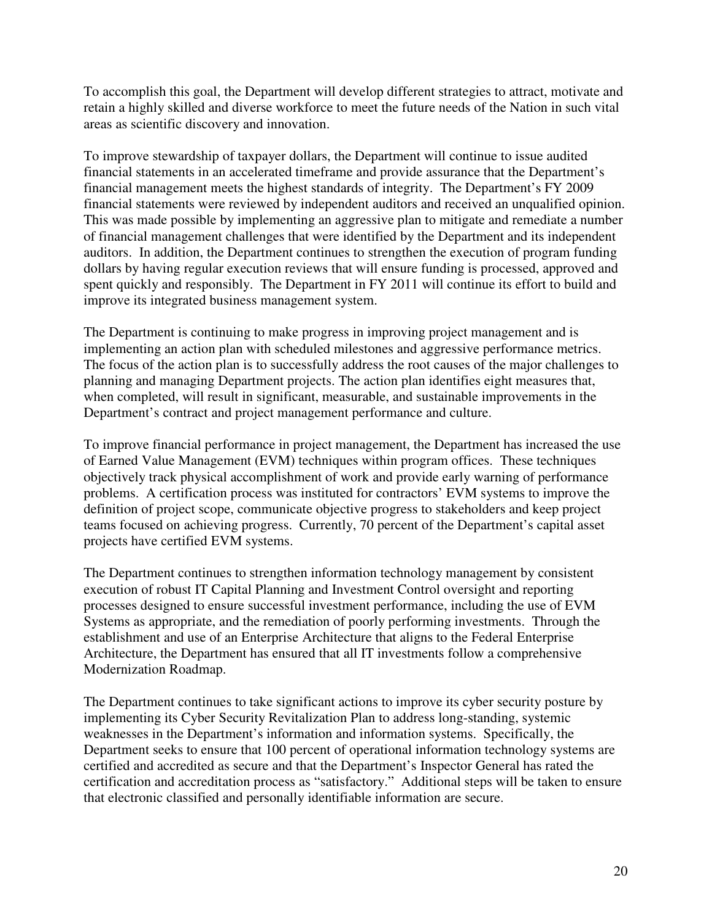To accomplish this goal, the Department will develop different strategies to attract, motivate and retain a highly skilled and diverse workforce to meet the future needs of the Nation in such vital areas as scientific discovery and innovation.

To improve stewardship of taxpayer dollars, the Department will continue to issue audited financial statements in an accelerated timeframe and provide assurance that the Department's financial management meets the highest standards of integrity. The Department's FY 2009 financial statements were reviewed by independent auditors and received an unqualified opinion. This was made possible by implementing an aggressive plan to mitigate and remediate a number of financial management challenges that were identified by the Department and its independent auditors. In addition, the Department continues to strengthen the execution of program funding dollars by having regular execution reviews that will ensure funding is processed, approved and spent quickly and responsibly. The Department in FY 2011 will continue its effort to build and improve its integrated business management system.

The Department is continuing to make progress in improving project management and is implementing an action plan with scheduled milestones and aggressive performance metrics. The focus of the action plan is to successfully address the root causes of the major challenges to planning and managing Department projects. The action plan identifies eight measures that, when completed, will result in significant, measurable, and sustainable improvements in the Department's contract and project management performance and culture.

To improve financial performance in project management, the Department has increased the use of Earned Value Management (EVM) techniques within program offices. These techniques objectively track physical accomplishment of work and provide early warning of performance problems. A certification process was instituted for contractors' EVM systems to improve the definition of project scope, communicate objective progress to stakeholders and keep project teams focused on achieving progress. Currently, 70 percent of the Department's capital asset projects have certified EVM systems.

The Department continues to strengthen information technology management by consistent execution of robust IT Capital Planning and Investment Control oversight and reporting processes designed to ensure successful investment performance, including the use of EVM Systems as appropriate, and the remediation of poorly performing investments. Through the establishment and use of an Enterprise Architecture that aligns to the Federal Enterprise Architecture, the Department has ensured that all IT investments follow a comprehensive Modernization Roadmap.

The Department continues to take significant actions to improve its cyber security posture by implementing its Cyber Security Revitalization Plan to address long-standing, systemic weaknesses in the Department's information and information systems. Specifically, the Department seeks to ensure that 100 percent of operational information technology systems are certified and accredited as secure and that the Department's Inspector General has rated the certification and accreditation process as "satisfactory." Additional steps will be taken to ensure that electronic classified and personally identifiable information are secure.